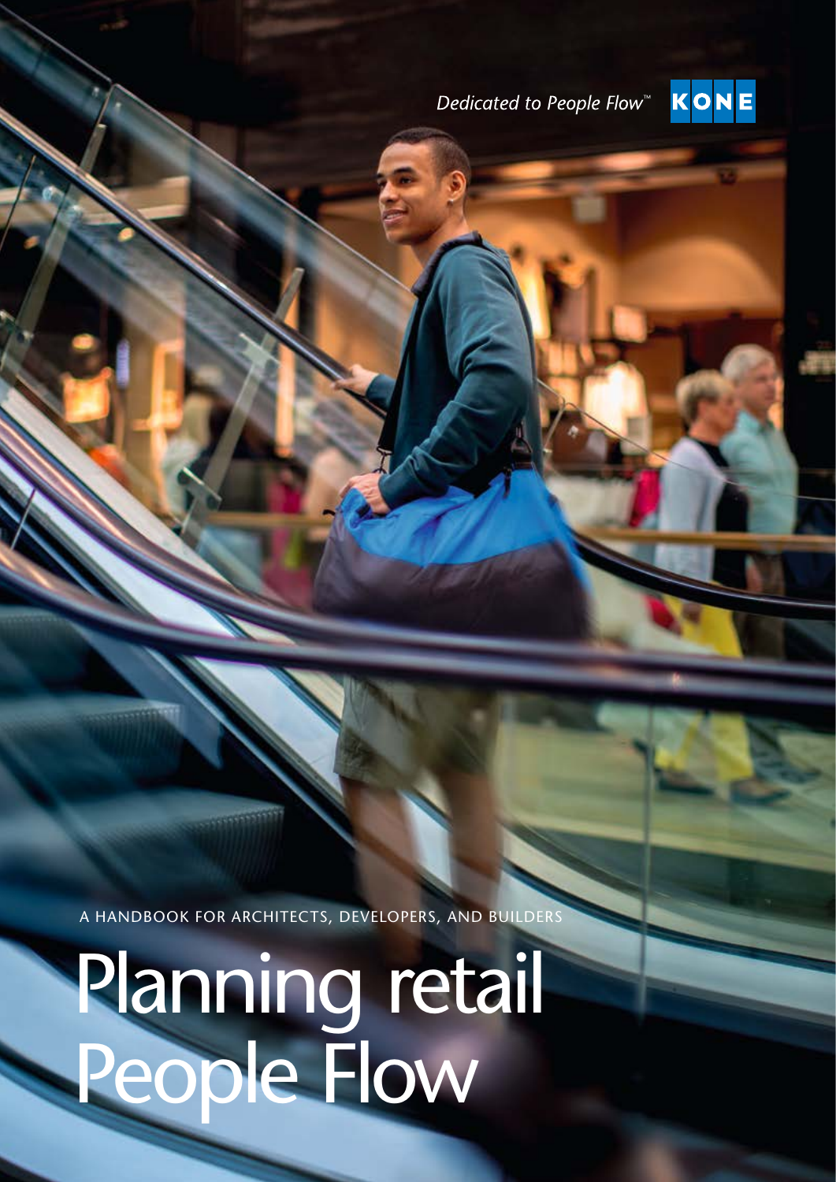*Dedicated to People Flow™* KONE

A HANDBOOK FOR ARCHITECTS, DEVELOPERS, AND BUILDERS

# Planning retail People Flow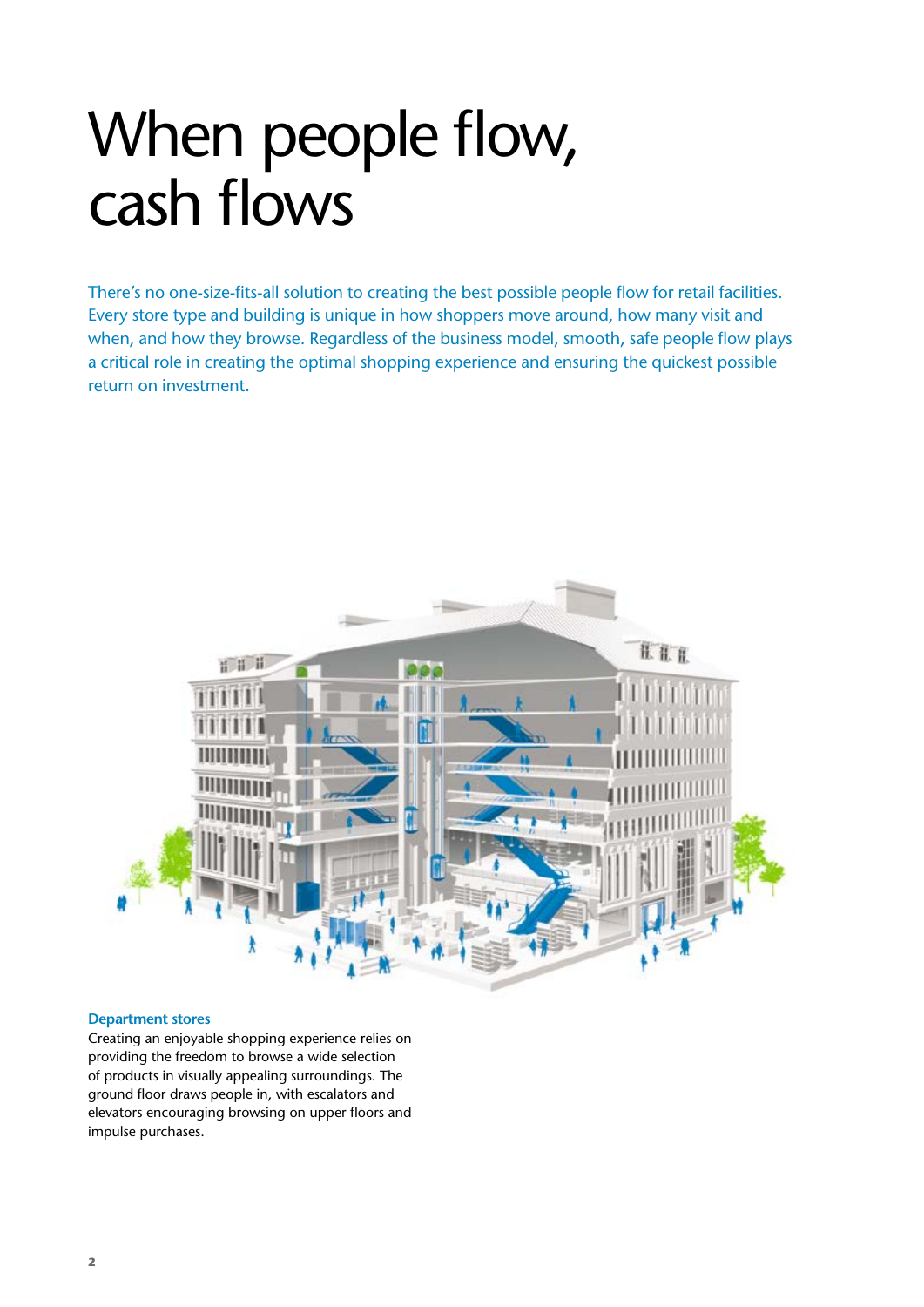# When people flow, cash flows

There's no one-size-fits-all solution to creating the best possible people flow for retail facilities. Every store type and building is unique in how shoppers move around, how many visit and when, and how they browse. Regardless of the business model, smooth, safe people flow plays a critical role in creating the optimal shopping experience and ensuring the quickest possible return on investment.

**Department stores**

Creating an enjoyable shopping experience relies on providing the freedom to browse a wide selection of products in visually appealing surroundings. The ground floor draws people in, with escalators and elevators encouraging browsing on upper floors and impulse purchases.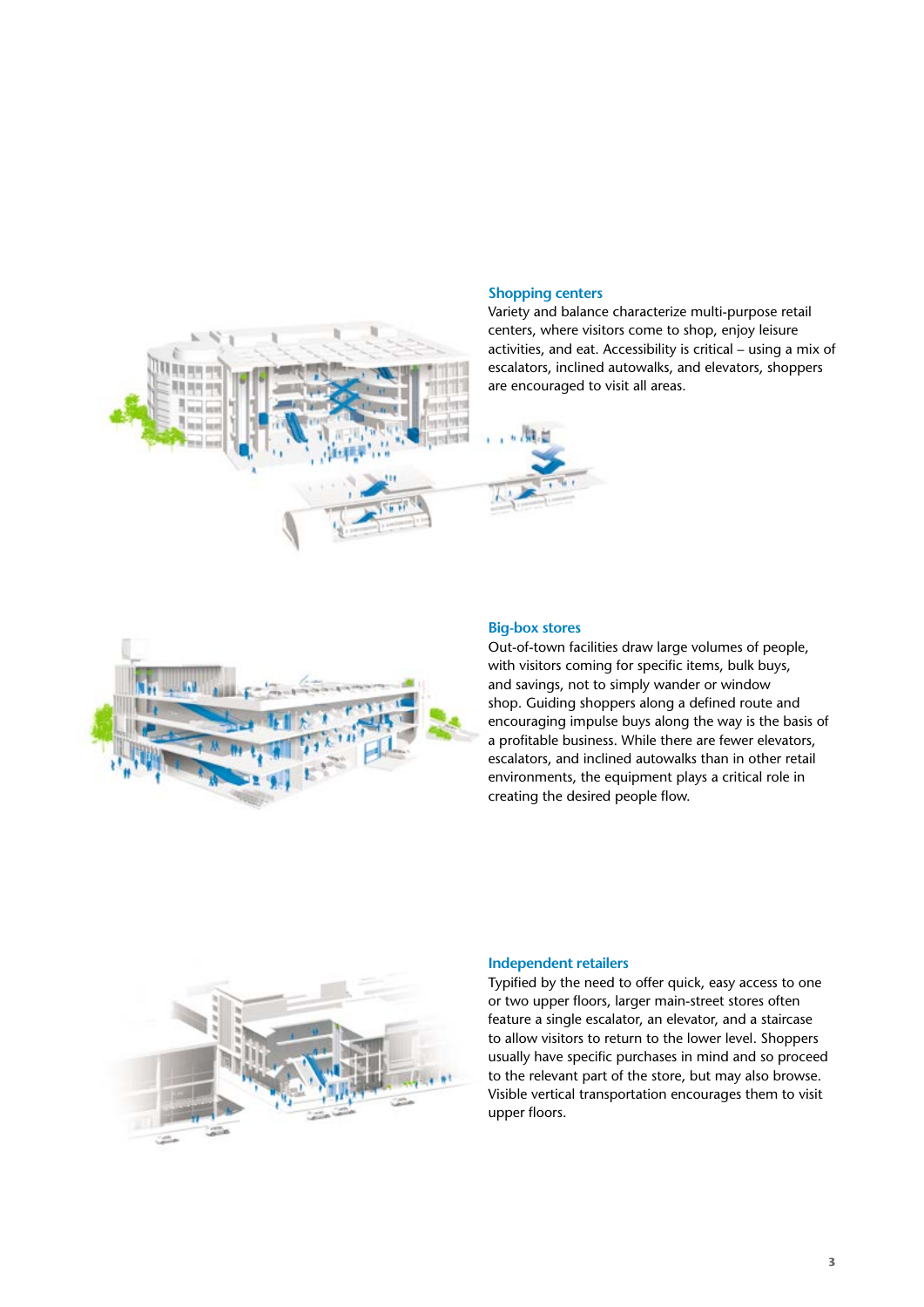## Shopping centers

Variety and balance characterize multi-purpose retail centers, where visitors come to shop, enjoy leisure activities, and eat. Accessibility is critical – using a mix of escalators, inclined autowalks, and elevators, shoppers are encouraged to visit all areas.

## Big-box stores

Out-of-town facilities draw large volumes of people, with visitors coming for specific items, bulk buys, and savings, not to simply wander or window shop. Guiding shoppers along a defined route and encouraging impulse buys along the way is the basis of a profitable business. While there are fewer elevators, escalators, and inclined autowalks than in other retail environments, the equipment plays a critical role in creating the desired people flow.

## Independent retailers

Typified by the need to offer quick, easy access to one or two upper floors, larger main-street stores often feature a single escalator, an elevator, and a staircase to allow visitors to return to the lower level. Shoppers usually have specific purchases in mind and so proceed to the relevant part of the store, but may also browse. Visible vertical transportation encourages them to visit upper floors.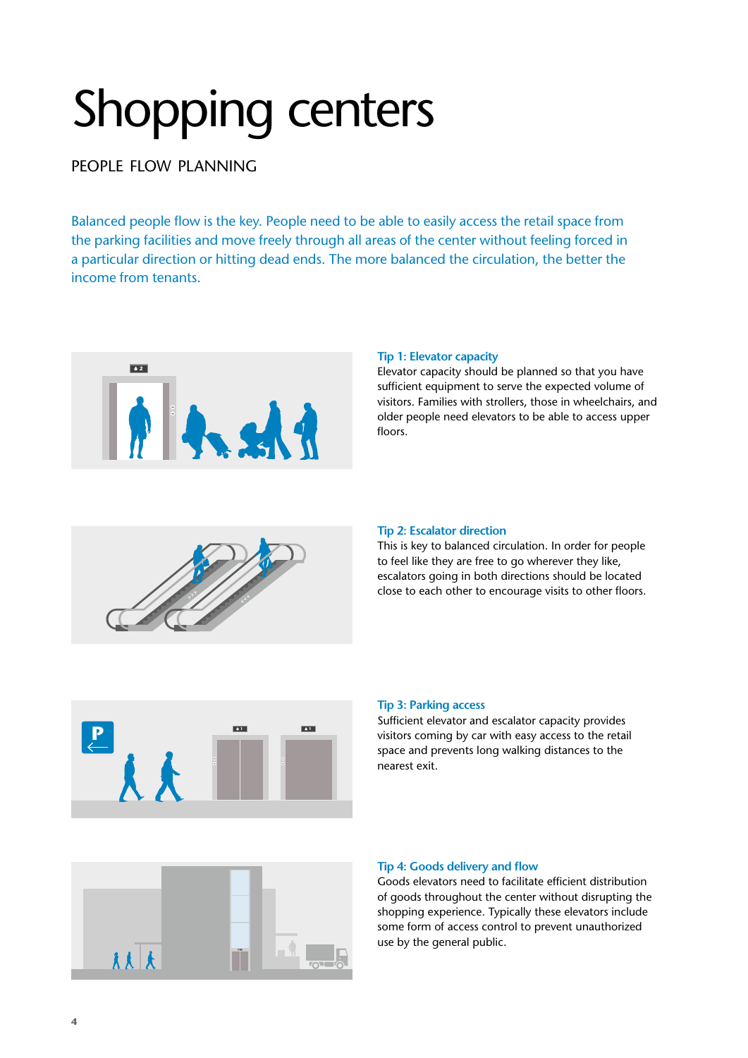# Shopping centers

## PEOPLE FLOW PLANNING

Balanced people flow is the key. People need to be able to easily access the retail space from the parking facilities and move freely through all areas of the center without feeling forced in a particular direction or hitting dead ends. The more balanced the circulation, the better the income from tenants.

### Tip 1: Elevator capacity

Elevator capacity should be planned so that you have sufficient equipment to serve the expected volume of visitors. Families with strollers, those in wheelchairs, and older people need elevators to be able to access upper floors.

### Tip 2: Escalator direction

This is key to balanced circulation. In order for people to feel like they are free to go wherever they like, escalators going in both directions should be located close to each other to encourage visits to other floors.

### Tip 3: Parking access

Sufficient elevator and escalator capacity provides visitors coming by car with easy access to the retail space and prevents long walking distances to the nearest exit.

### Tip 4: Goods delivery and flow

Goods elevators need to facilitate efficient distribution of goods throughout the center without disrupting the shopping experience. Typically these elevators include some form of access control to prevent unauthorized use by the general public.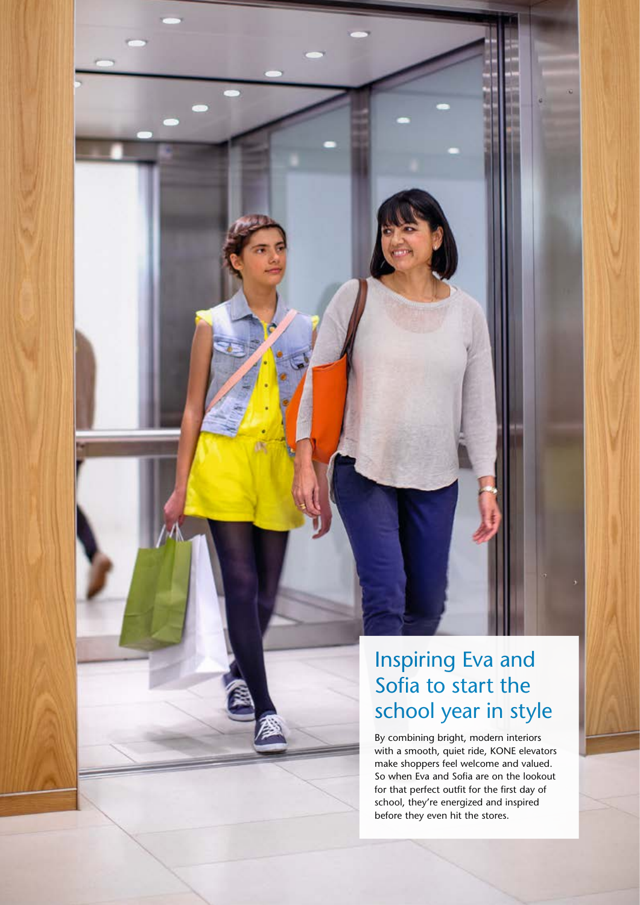## Inspiring Eva and Sofia to start the school year in style

By combining bright, modern interiors with a smooth, quiet ride, KONE elevators make shoppers feel welcome and valued. So when Eva and Sofia are on the lookout for that perfect outfit for the first day of school, they're energized and inspired before they even hit the stores.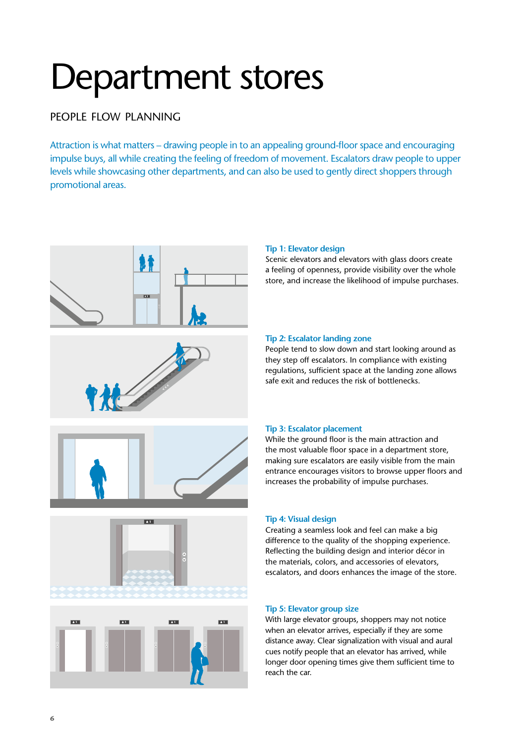# Department stores

## PEOPLE FLOW PLANNING

Attraction is what matters – drawing people in to an appealing ground-floor space and encouraging impulse buys, all while creating the feeling of freedom of movement. Escalators draw people to upper levels while showcasing other departments, and can also be used to gently direct shoppers through promotional areas.

### Tip 1: Elevator design

Scenic elevators and elevators with glass doors create a feeling of openness, provide visibility over the whole store, and increase the likelihood of impulse purchases.

### Tip 2: Escalator landing zone

People tend to slow down and start looking around as they step off escalators. In compliance with existing regulations, sufficient space at the landing zone allows safe exit and reduces the risk of bottlenecks.

### Tip 3: Escalator placement

While the ground floor is the main attraction and the most valuable floor space in a department store, making sure escalators are easily visible from the main entrance encourages visitors to browse upper floors and increases the probability of impulse purchases.

### Tip 4: Visual design

Creating a seamless look and feel can make a big difference to the quality of the shopping experience. Reflecting the building design and interior décor in the materials, colors, and accessories of elevators, escalators, and doors enhances the image of the store.

### Tip 5: Elevator group size

With large elevator groups, shoppers may not notice when an elevator arrives, especially if they are some distance away. Clear signalization with visual and aural cues notify people that an elevator has arrived, while longer door opening times give them sufficient time to reach the car.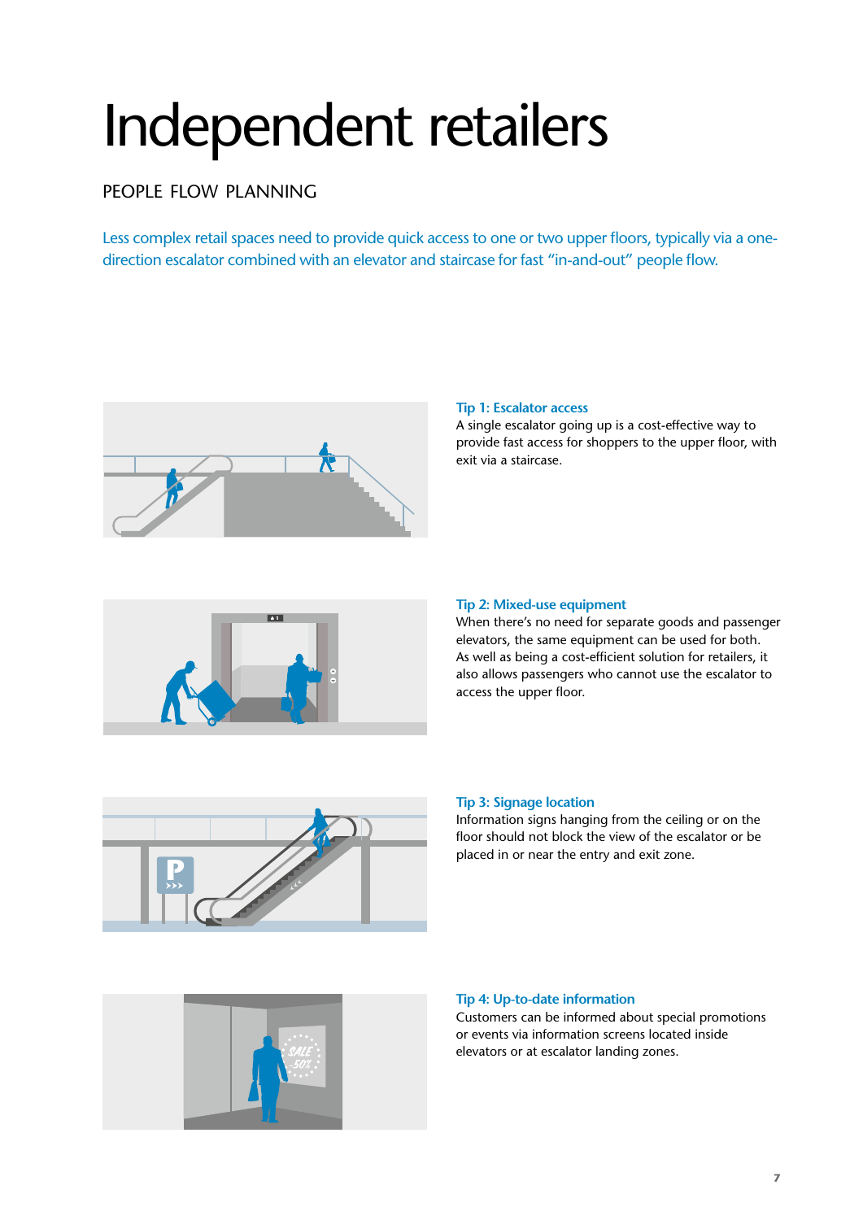# Independent retailers

## PEOPLE FLOW PLANNING

Less complex retail spaces need to provide quick access to one or two upper floors, typically via a one-direction escalator combined with an elevator and staircase for fast "in-and-out" people flow.

### Tip 1: Escalator access

A single escalator going up is a cost-effective way to provide fast access for shoppers to the upper floor, with exit via a staircase.

### Tip 2: Mixed-use equipment

When there's no need for separate goods and passenger elevators, the same equipment can be used for both. As well as being a cost-efficient solution for retailers, it also allows passengers who cannot use the escalator to access the upper floor.

### Tip 3: Signage location

Information signs hanging from the ceiling or on the floor should not block the view of the escalator or be placed in or near the entry and exit zone.

### Tip 4: Up-to-date information

Customers can be informed about special promotions or events via information screens located inside elevators or at escalator landing zones.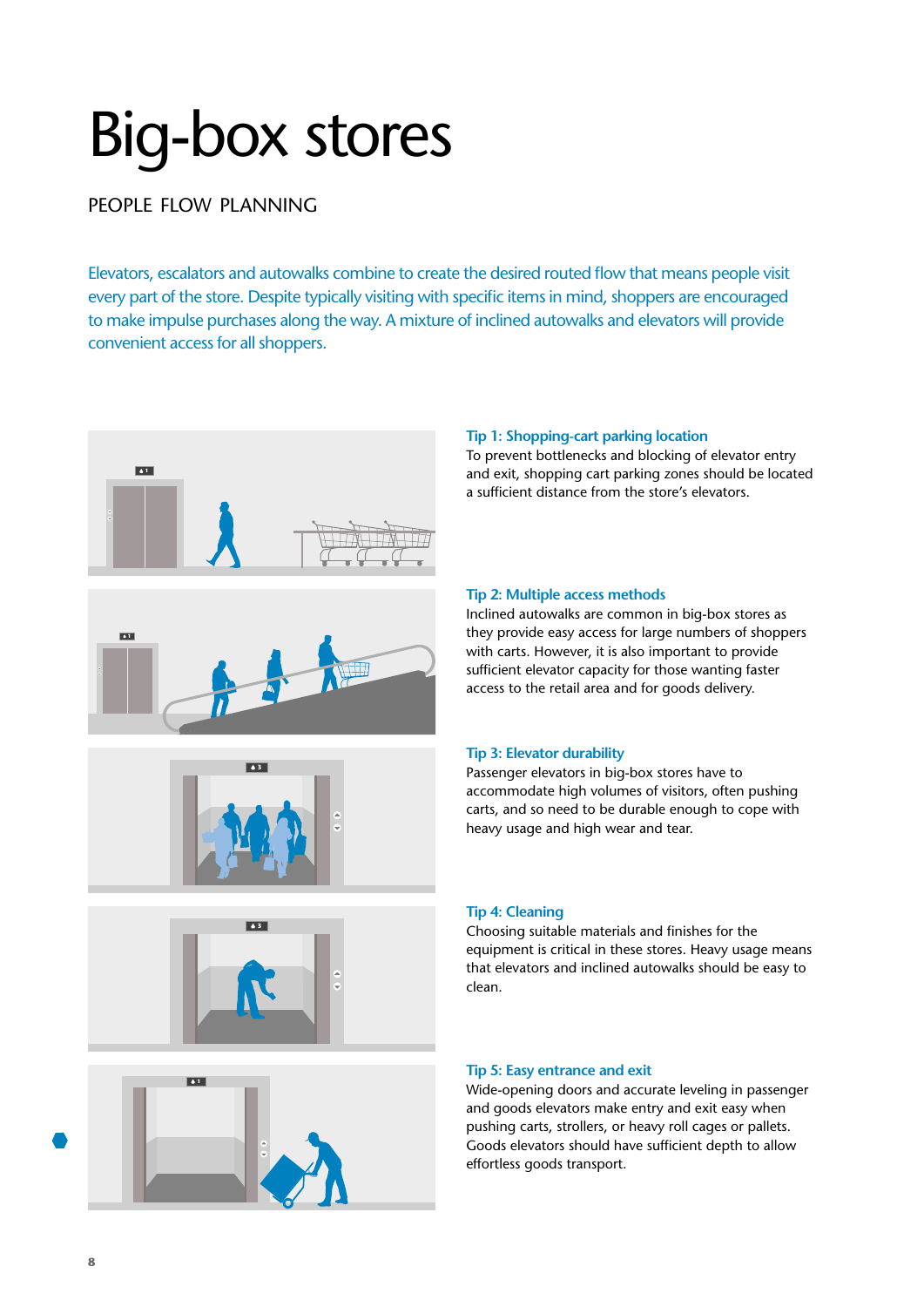# Big-box stores

## PEOPLE FLOW PLANNING

Elevators, escalators and autowalks combine to create the desired routed flow that means people visit every part of the store. Despite typically visiting with specific items in mind, shoppers are encouraged to make impulse purchases along the way. A mixture of inclined autowalks and elevators will provide convenient access for all shoppers.

### Tip 1: Shopping-cart parking location

To prevent bottlenecks and blocking of elevator entry and exit, shopping cart parking zones should be located a sufficient distance from the store's elevators.

### Tip 2: Multiple access methods

Inclined autowalks are common in big-box stores as they provide easy access for large numbers of shoppers with carts. However, it is also important to provide sufficient elevator capacity for those wanting faster access to the retail area and for goods delivery.

### Tip 3: Elevator durability

Passenger elevators in big-box stores have to accommodate high volumes of visitors, often pushing carts, and so need to be durable enough to cope with heavy usage and high wear and tear.

### Tip 4: Cleaning

Choosing suitable materials and finishes for the equipment is critical in these stores. Heavy usage means that elevators and inclined autowalks should be easy to clean.

### Tip 5: Easy entrance and exit

Wide-opening doors and accurate leveling in passenger and goods elevators make entry and exit easy when pushing carts, strollers, or heavy roll cages or pallets. Goods elevators should have sufficient depth to allow effortless goods transport.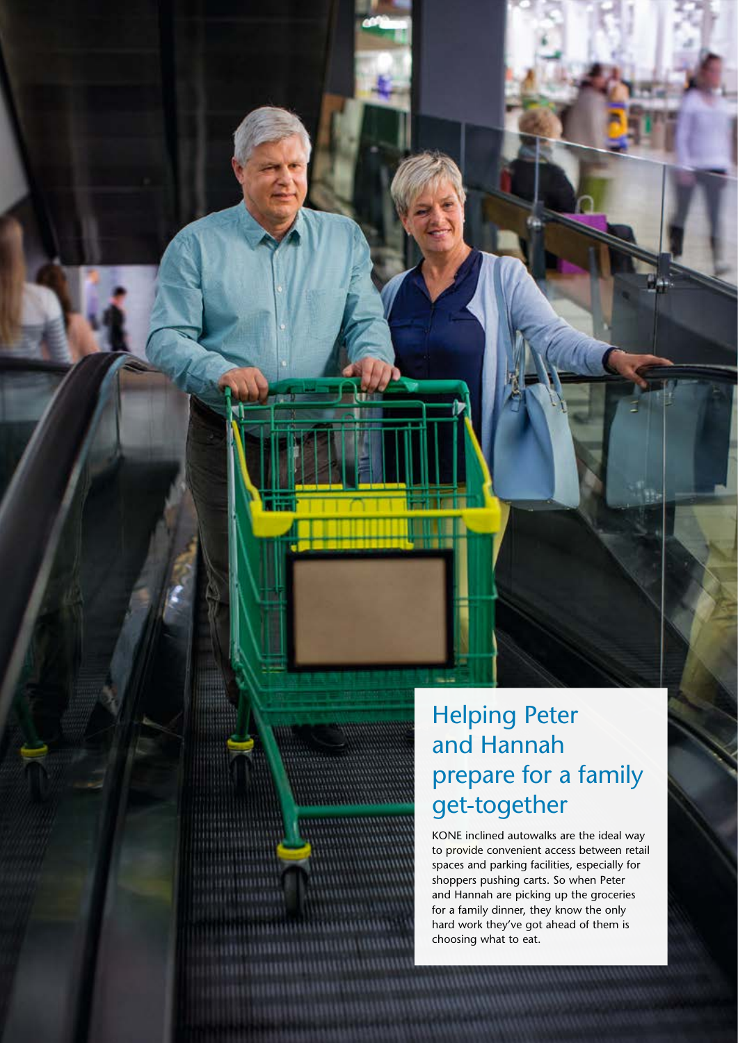## Helping Peter and Hannah prepare for a family get-together

KONE inclined autowalks are the ideal way to provide convenient access between retail spaces and parking facilities, especially for shoppers pushing carts. So when Peter and Hannah are picking up the groceries for a family dinner, they know the only hard work they've got ahead of them is choosing what to eat.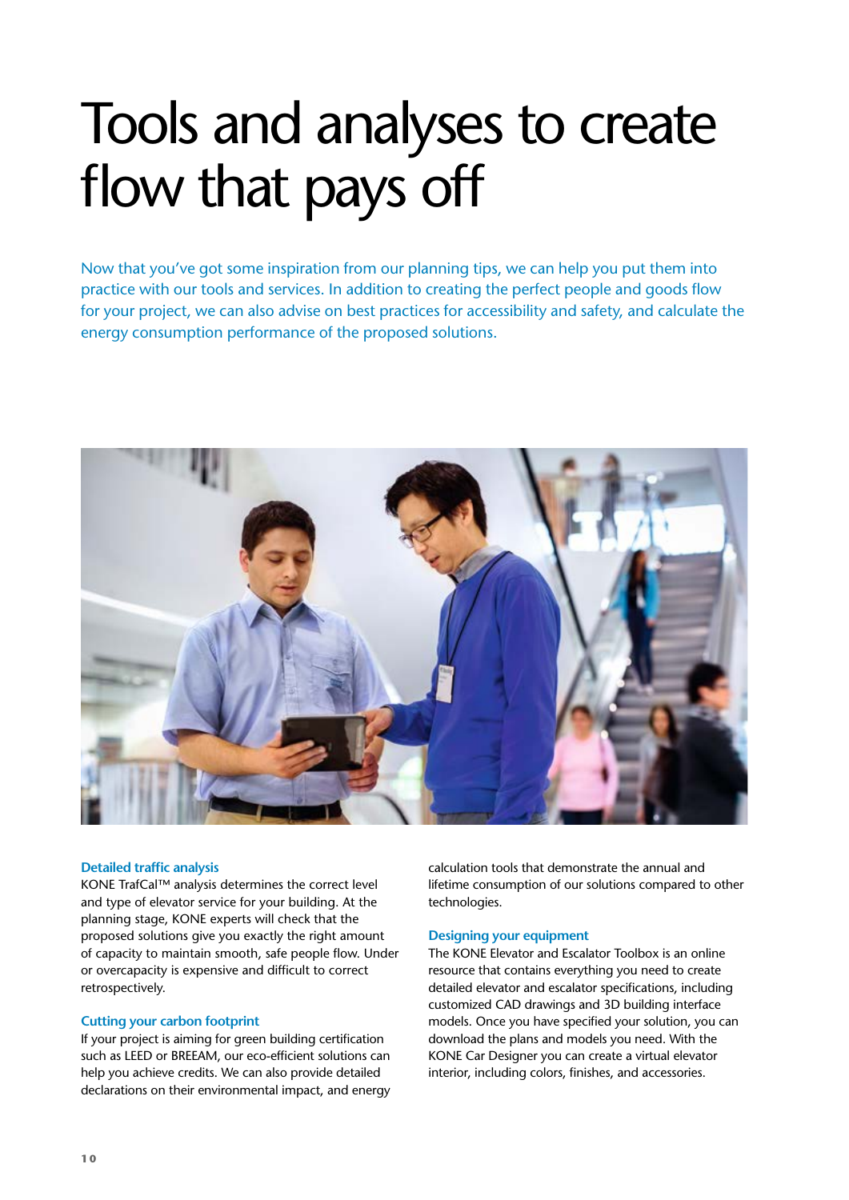# Tools and analyses to create flow that pays off

Now that you've got some inspiration from our planning tips, we can help you put them into practice with our tools and services. In addition to creating the perfect people and goods flow for your project, we can also advise on best practices for accessibility and safety, and calculate the energy consumption performance of the proposed solutions.

### Detailed traffic analysis

KONE TrafCal™ analysis determines the correct level and type of elevator service for your building. At the planning stage, KONE experts will check that the proposed solutions give you exactly the right amount of capacity to maintain smooth, safe people flow. Under or overcapacity is expensive and difficult to correct retrospectively.

### Cutting your carbon footprint

If your project is aiming for green building certification such as LEED or BREEAM, our eco-efficient solutions can help you achieve credits. We can also provide detailed declarations on their environmental impact, and energy calculation tools that demonstrate the annual and lifetime consumption of our solutions compared to other technologies.

### Designing your equipment

The KONE Elevator and Escalator Toolbox is an online resource that contains everything you need to create detailed elevator and escalator specifications, including customized CAD drawings and 3D building interface models. Once you have specified your solution, you can download the plans and models you need. With the KONE Car Designer you can create a virtual elevator interior, including colors, finishes, and accessories.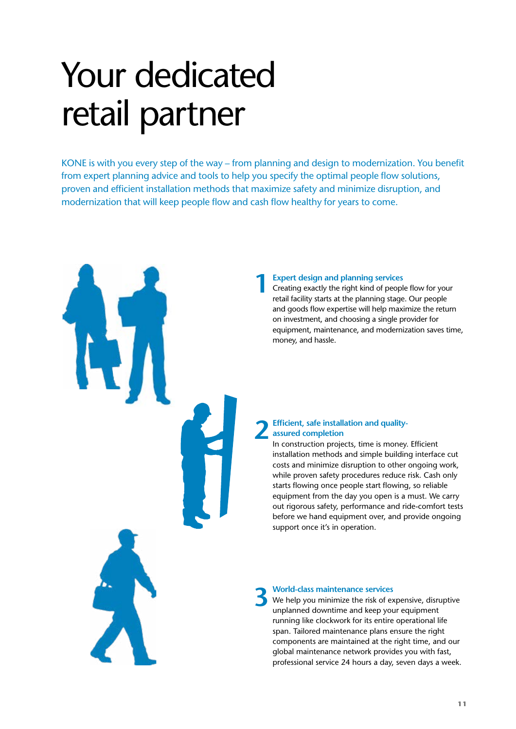# Your dedicated retail partner

KONE is with you every step of the way – from planning and design to modernization. You benefit from expert planning advice and tools to help you specify the optimal people flow solutions, proven and efficient installation methods that maximize safety and minimize disruption, and modernization that will keep people flow and cash flow healthy for years to come.

## 1 Expert design and planning services

Creating exactly the right kind of people flow for your retail facility starts at the planning stage. Our people and goods flow expertise will help maximize the return on investment, and choosing a single provider for equipment, maintenance, and modernization saves time, money, and hassle.

## 2 Efficient, safe installation and quality-assured completion

In construction projects, time is money. Efficient installation methods and simple building interface cut costs and minimize disruption to other ongoing work, while proven safety procedures reduce risk. Cash only starts flowing once people start flowing, so reliable equipment from the day you open is a must. We carry out rigorous safety, performance and ride-comfort tests before we hand equipment over, and provide ongoing support once it's in operation.

## 3 World-class maintenance services

We help you minimize the risk of expensive, disruptive unplanned downtime and keep your equipment running like clockwork for its entire operational life span. Tailored maintenance plans ensure the right components are maintained at the right time, and our global maintenance network provides you with fast, professional service 24 hours a day, seven days a week.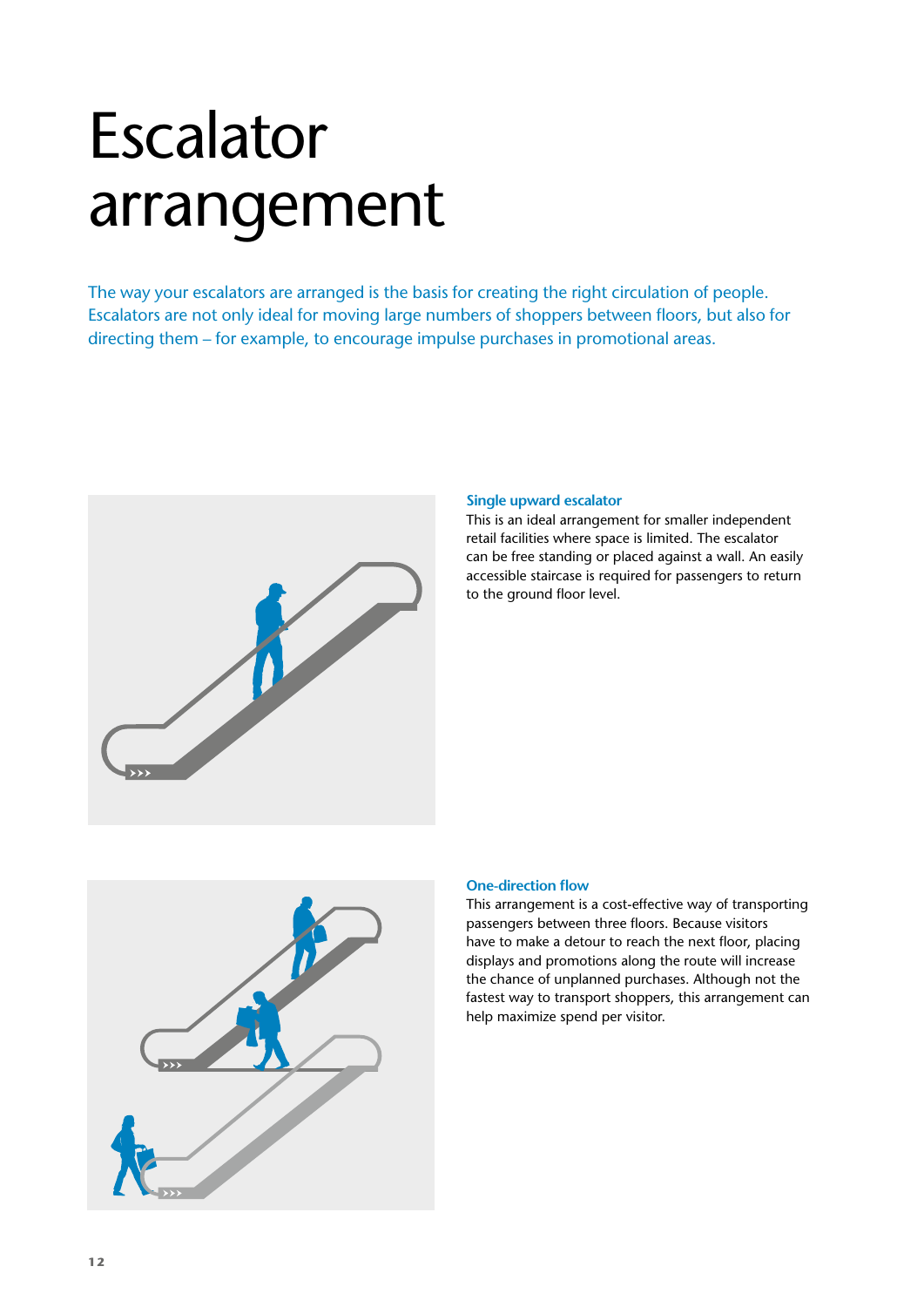# Escalator arrangement

The way your escalators are arranged is the basis for creating the right circulation of people. Escalators are not only ideal for moving large numbers of shoppers between floors, but also for directing them – for example, to encourage impulse purchases in promotional areas.

### Single upward escalator

This is an ideal arrangement for smaller independent retail facilities where space is limited. The escalator can be free standing or placed against a wall. An easily accessible staircase is required for passengers to return to the ground floor level.

### One-direction flow

This arrangement is a cost-effective way of transporting passengers between three floors. Because visitors have to make a detour to reach the next floor, placing displays and promotions along the route will increase the chance of unplanned purchases. Although not the fastest way to transport shoppers, this arrangement can help maximize spend per visitor.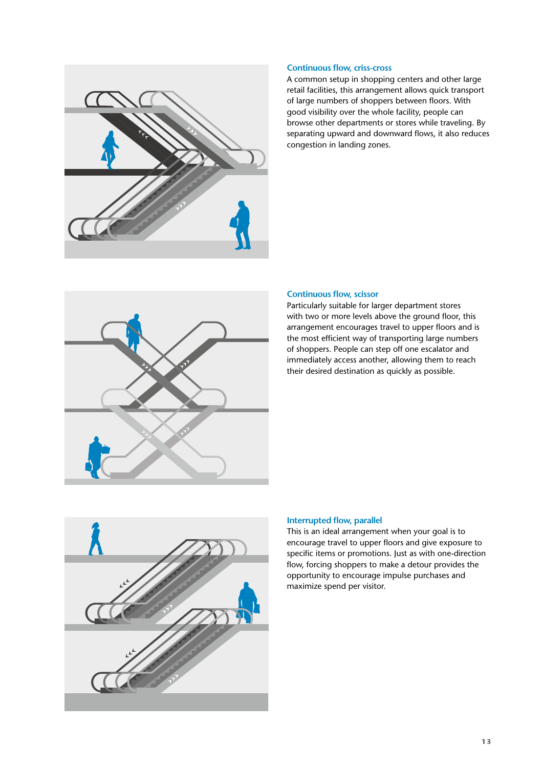### Continuous flow, criss-cross

A common setup in shopping centers and other large retail facilities, this arrangement allows quick transport of large numbers of shoppers between floors. With good visibility over the whole facility, people can browse other departments or stores while traveling. By separating upward and downward flows, it also reduces congestion in landing zones.

### Continuous flow, scissor

Particularly suitable for larger department stores with two or more levels above the ground floor, this arrangement encourages travel to upper floors and is the most efficient way of transporting large numbers of shoppers. People can step off one escalator and immediately access another, allowing them to reach their desired destination as quickly as possible.

### Interrupted flow, parallel

This is an ideal arrangement when your goal is to encourage travel to upper floors and give exposure to specific items or promotions. Just as with one-direction flow, forcing shoppers to make a detour provides the opportunity to encourage impulse purchases and maximize spend per visitor.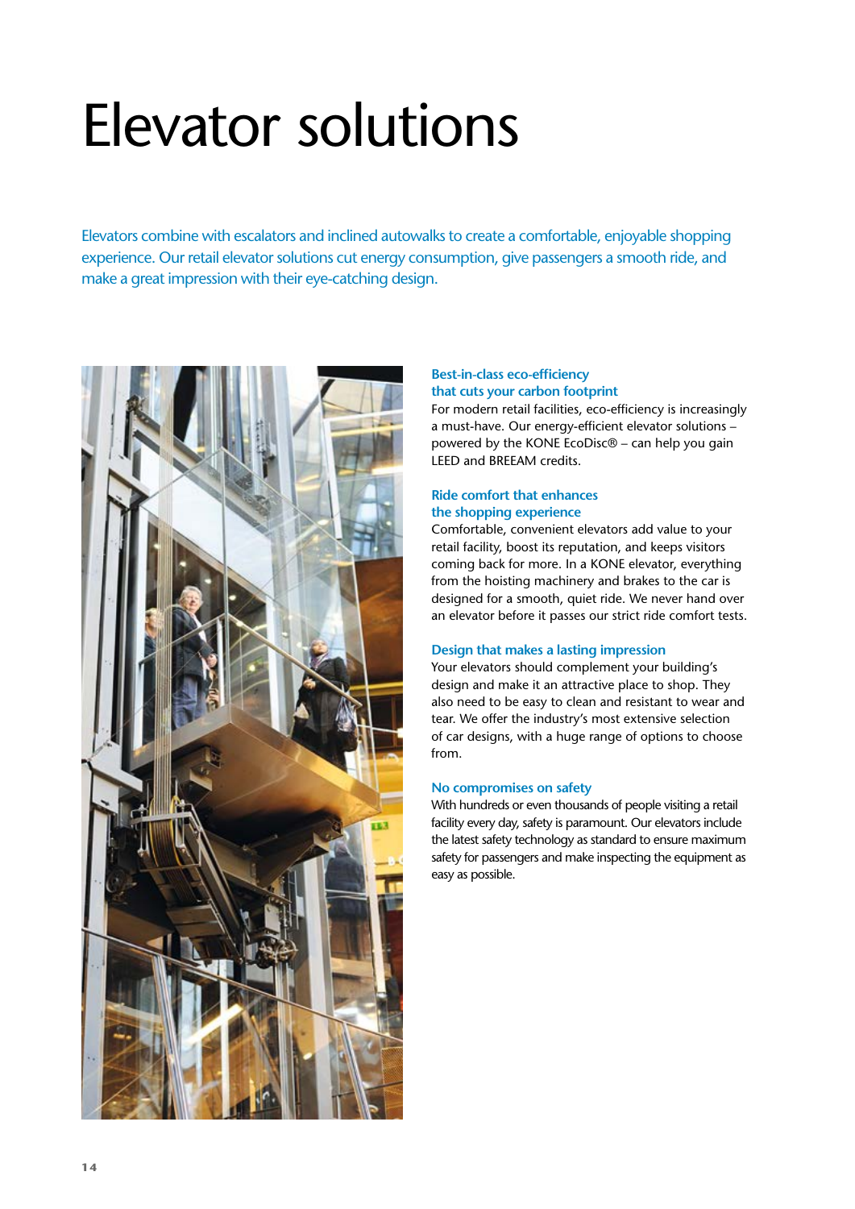# Elevator solutions

Elevators combine with escalators and inclined autowalks to create a comfortable, enjoyable shopping experience. Our retail elevator solutions cut energy consumption, give passengers a smooth ride, and make a great impression with their eye-catching design.

### Best-in-class eco-efficiency that cuts your carbon footprint

For modern retail facilities, eco-efficiency is increasingly a must-have. Our energy-efficient elevator solutions – powered by the KONE EcoDisc® – can help you gain LEED and BREEAM credits.

### Ride comfort that enhances the shopping experience

Comfortable, convenient elevators add value to your retail facility, boost its reputation, and keeps visitors coming back for more. In a KONE elevator, everything from the hoisting machinery and brakes to the car is designed for a smooth, quiet ride. We never hand over an elevator before it passes our strict ride comfort tests.

### Design that makes a lasting impression

Your elevators should complement your building's design and make it an attractive place to shop. They also need to be easy to clean and resistant to wear and tear. We offer the industry's most extensive selection of car designs, with a huge range of options to choose from.

### No compromises on safety

With hundreds or even thousands of people visiting a retail facility every day, safety is paramount. Our elevators include the latest safety technology as standard to ensure maximum safety for passengers and make inspecting the equipment as easy as possible.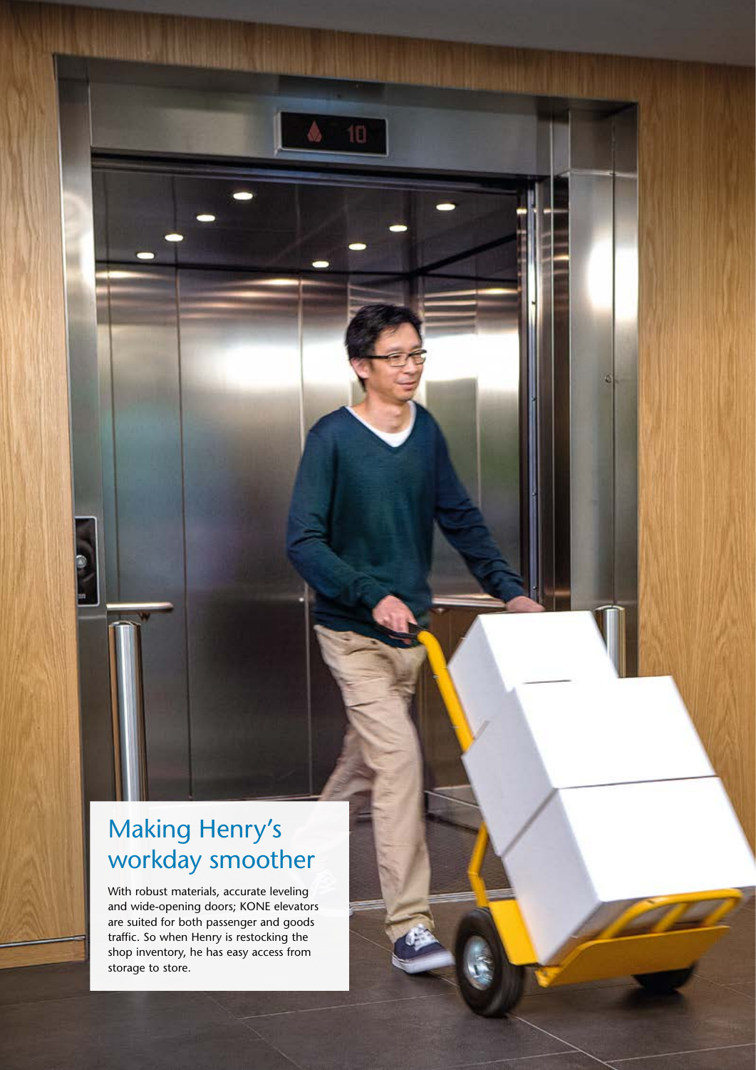## Making Henry's workday smoother

With robust materials, accurate leveling and wide-opening doors; KONE elevators are suited for both passenger and goods traffic. So when Henry is restocking the shop inventory, he has easy access from storage to store.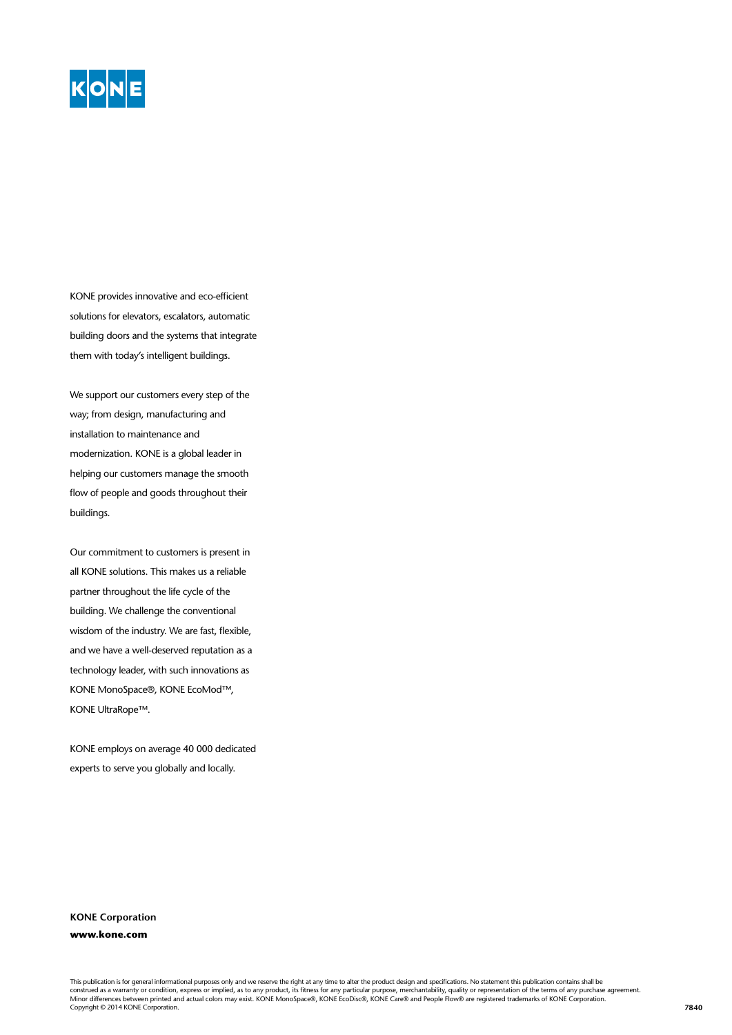KONE

KONE provides innovative and eco-efficient solutions for elevators, escalators, automatic building doors and the systems that integrate them with today's intelligent buildings.

We support our customers every step of the way; from design, manufacturing and installation to maintenance and modernization. KONE is a global leader in helping our customers manage the smooth flow of people and goods throughout their buildings.

Our commitment to customers is present in all KONE solutions. This makes us a reliable partner throughout the life cycle of the building. We challenge the conventional wisdom of the industry. We are fast, flexible, and we have a well-deserved reputation as a technology leader, with such innovations as KONE MonoSpace®, KONE EcoMod™, KONE UltraRope™.

KONE employs on average 40 000 dedicated experts to serve you globally and locally.

**KONE Corporation**
**www.kone.com**

This publication is for general informational purposes only and we reserve the right at any time to alter the product design and specifications. No statement this publication contains shall be construed as a warranty or condition, express or implied, as to any product, its fitness for any particular purpose, merchantability, quality or representation of the terms of any purchase agreement. Minor differences between printed and actual colors may exist. KONE MonoSpace®, KONE EcoDisc®, KONE Care® and People Flow® are registered trademarks of KONE Corporation.
Copyright © 2014 KONE Corporation.

**7840**